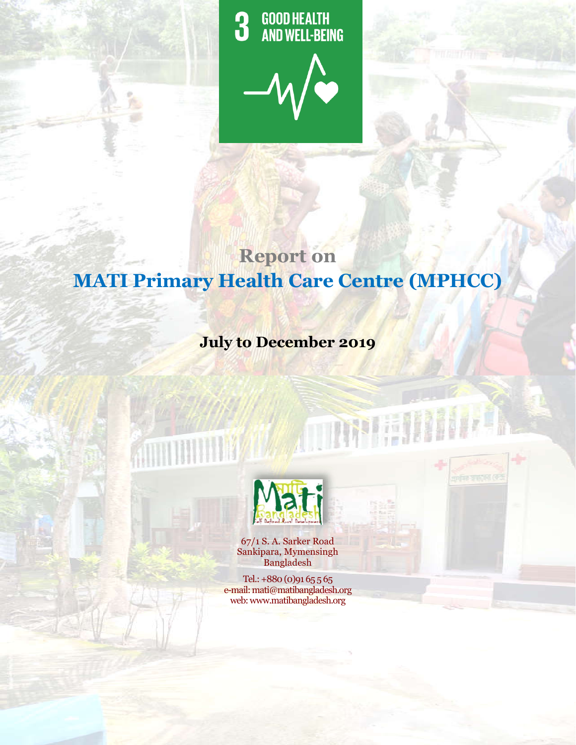3 GOOD HEALTH AND WELL-BEING

# Report on
# MATI Primary Health Care Centre (MPHCC)

**July to December 2019**

67/1 S. A. Sarker Road
Sankipara, Mymensingh
Bangladesh

Tel.: +880 (0)91 65 5 65
e-mail: mati@matibangladesh.org
web: www.matibangladesh.org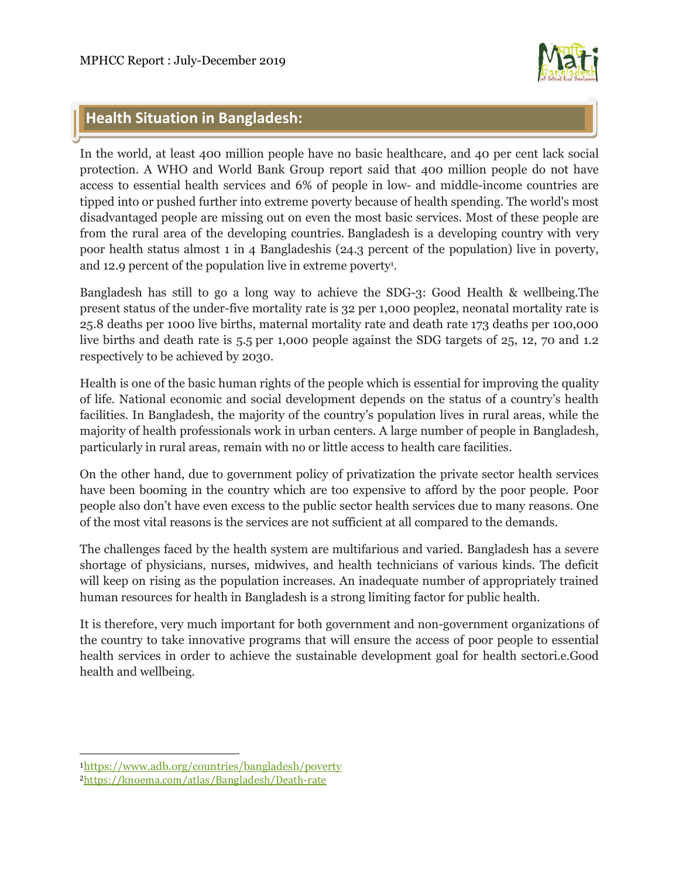## Health Situation in Bangladesh:

In the world, at least 400 million people have no basic healthcare, and 40 per cent lack social protection. A WHO and World Bank Group report said that 400 million people do not have access to essential health services and 6% of people in low- and middle-income countries are tipped into or pushed further into extreme poverty because of health spending. The world's most disadvantaged people are missing out on even the most basic services. Most of these people are from the rural area of the developing countries. Bangladesh is a developing country with very poor health status almost 1 in 4 Bangladeshis (24.3 percent of the population) live in poverty, and 12.9 percent of the population live in extreme poverty[1].

Bangladesh has still to go a long way to achieve the SDG-3: Good Health & wellbeing.The present status of the under-five mortality rate is 32 per 1,000 people[2], neonatal mortality rate is 25.8 deaths per 1000 live births, maternal mortality rate and death rate 173 deaths per 100,000 live births and death rate is 5.5 per 1,000 people against the SDG targets of 25, 12, 70 and 1.2 respectively to be achieved by 2030.

Health is one of the basic human rights of the people which is essential for improving the quality of life. National economic and social development depends on the status of a country's health facilities. In Bangladesh, the majority of the country's population lives in rural areas, while the majority of health professionals work in urban centers. A large number of people in Bangladesh, particularly in rural areas, remain with no or little access to health care facilities.

On the other hand, due to government policy of privatization the private sector health services have been booming in the country which are too expensive to afford by the poor people. Poor people also don't have even excess to the public sector health services due to many reasons. One of the most vital reasons is the services are not sufficient at all compared to the demands.

The challenges faced by the health system are multifarious and varied. Bangladesh has a severe shortage of physicians, nurses, midwives, and health technicians of various kinds. The deficit will keep on rising as the population increases. An inadequate number of appropriately trained human resources for health in Bangladesh is a strong limiting factor for public health.

It is therefore, very much important for both government and non-government organizations of the country to take innovative programs that will ensure the access of poor people to essential health services in order to achieve the sustainable development goal for health sectori.e.Good health and wellbeing.

---

[1]https://www.adb.org/countries/bangladesh/poverty

[2]https://knoema.com/atlas/Bangladesh/Death-rate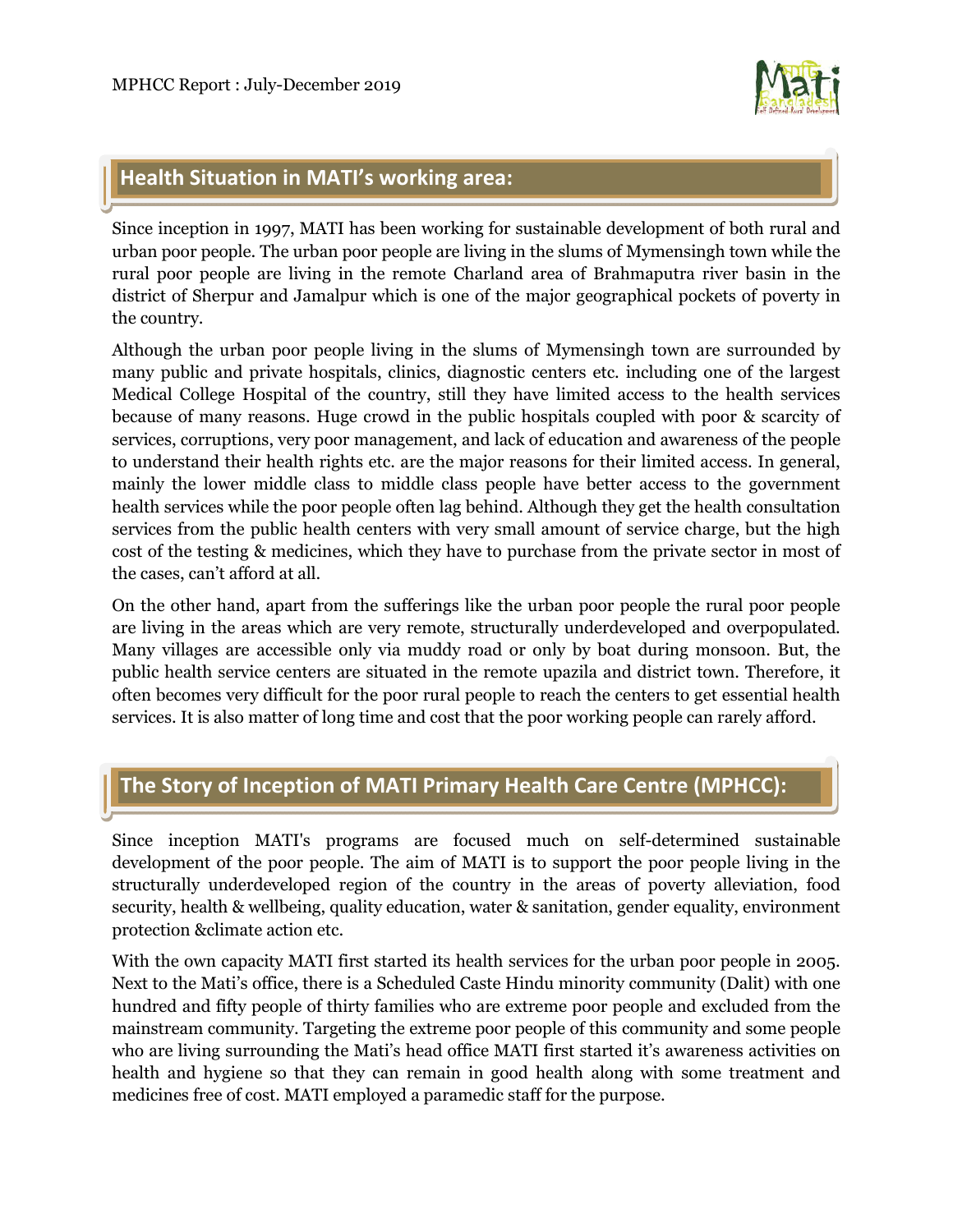## Health Situation in MATI's working area:

Since inception in 1997, MATI has been working for sustainable development of both rural and urban poor people. The urban poor people are living in the slums of Mymensingh town while the rural poor people are living in the remote Charland area of Brahmaputra river basin in the district of Sherpur and Jamalpur which is one of the major geographical pockets of poverty in the country.

Although the urban poor people living in the slums of Mymensingh town are surrounded by many public and private hospitals, clinics, diagnostic centers etc. including one of the largest Medical College Hospital of the country, still they have limited access to the health services because of many reasons. Huge crowd in the public hospitals coupled with poor & scarcity of services, corruptions, very poor management, and lack of education and awareness of the people to understand their health rights etc. are the major reasons for their limited access. In general, mainly the lower middle class to middle class people have better access to the government health services while the poor people often lag behind. Although they get the health consultation services from the public health centers with very small amount of service charge, but the high cost of the testing & medicines, which they have to purchase from the private sector in most of the cases, can't afford at all.

On the other hand, apart from the sufferings like the urban poor people the rural poor people are living in the areas which are very remote, structurally underdeveloped and overpopulated. Many villages are accessible only via muddy road or only by boat during monsoon. But, the public health service centers are situated in the remote upazila and district town. Therefore, it often becomes very difficult for the poor rural people to reach the centers to get essential health services. It is also matter of long time and cost that the poor working people can rarely afford.

## The Story of Inception of MATI Primary Health Care Centre (MPHCC):

Since inception MATI's programs are focused much on self-determined sustainable development of the poor people. The aim of MATI is to support the poor people living in the structurally underdeveloped region of the country in the areas of poverty alleviation, food security, health & wellbeing, quality education, water & sanitation, gender equality, environment protection &climate action etc.

With the own capacity MATI first started its health services for the urban poor people in 2005. Next to the Mati's office, there is a Scheduled Caste Hindu minority community (Dalit) with one hundred and fifty people of thirty families who are extreme poor people and excluded from the mainstream community. Targeting the extreme poor people of this community and some people who are living surrounding the Mati's head office MATI first started it's awareness activities on health and hygiene so that they can remain in good health along with some treatment and medicines free of cost. MATI employed a paramedic staff for the purpose.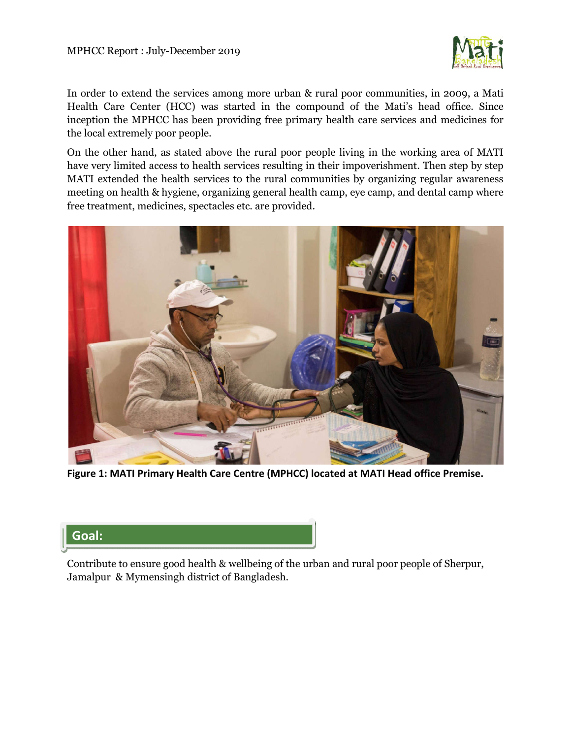In order to extend the services among more urban & rural poor communities, in 2009, a Mati Health Care Center (HCC) was started in the compound of the Mati's head office. Since inception the MPHCC has been providing free primary health care services and medicines for the local extremely poor people.

On the other hand, as stated above the rural poor people living in the working area of MATI have very limited access to health services resulting in their impoverishment. Then step by step MATI extended the health services to the rural communities by organizing regular awareness meeting on health & hygiene, organizing general health camp, eye camp, and dental camp where free treatment, medicines, spectacles etc. are provided.

**Figure 1: MATI Primary Health Care Centre (MPHCC) located at MATI Head office Premise.**

## Goal:

Contribute to ensure good health & wellbeing of the urban and rural poor people of Sherpur, Jamalpur & Mymensingh district of Bangladesh.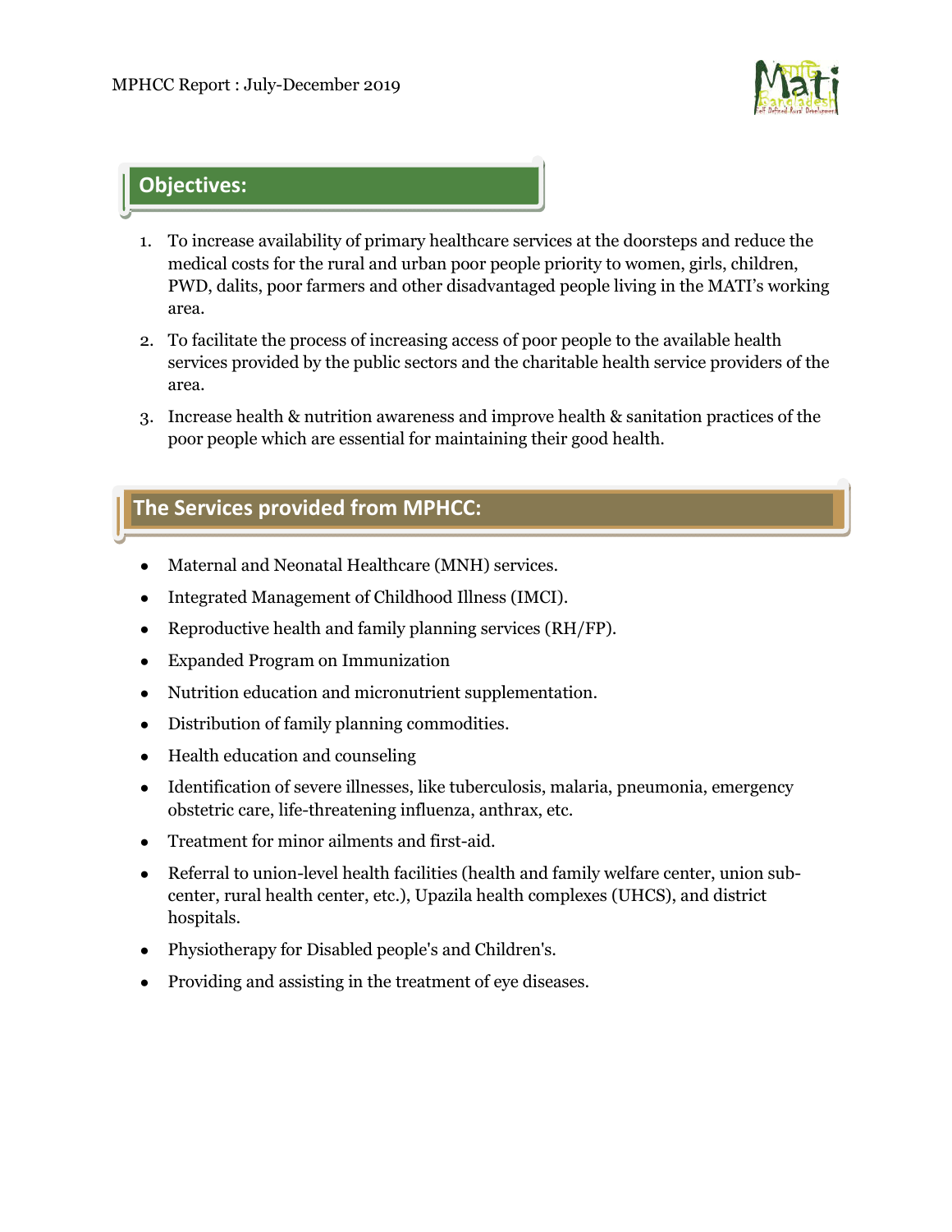## Objectives:

1. To increase availability of primary healthcare services at the doorsteps and reduce the medical costs for the rural and urban poor people priority to women, girls, children, PWD, dalits, poor farmers and other disadvantaged people living in the MATI's working area.
2. To facilitate the process of increasing access of poor people to the available health services provided by the public sectors and the charitable health service providers of the area.
3. Increase health & nutrition awareness and improve health & sanitation practices of the poor people which are essential for maintaining their good health.

## The Services provided from MPHCC:

- Maternal and Neonatal Healthcare (MNH) services.
- Integrated Management of Childhood Illness (IMCI).
- Reproductive health and family planning services (RH/FP).
- Expanded Program on Immunization
- Nutrition education and micronutrient supplementation.
- Distribution of family planning commodities.
- Health education and counseling
- Identification of severe illnesses, like tuberculosis, malaria, pneumonia, emergency obstetric care, life-threatening influenza, anthrax, etc.
- Treatment for minor ailments and first-aid.
- Referral to union-level health facilities (health and family welfare center, union sub-center, rural health center, etc.), Upazila health complexes (UHCS), and district hospitals.
- Physiotherapy for Disabled people's and Children's.
- Providing and assisting in the treatment of eye diseases.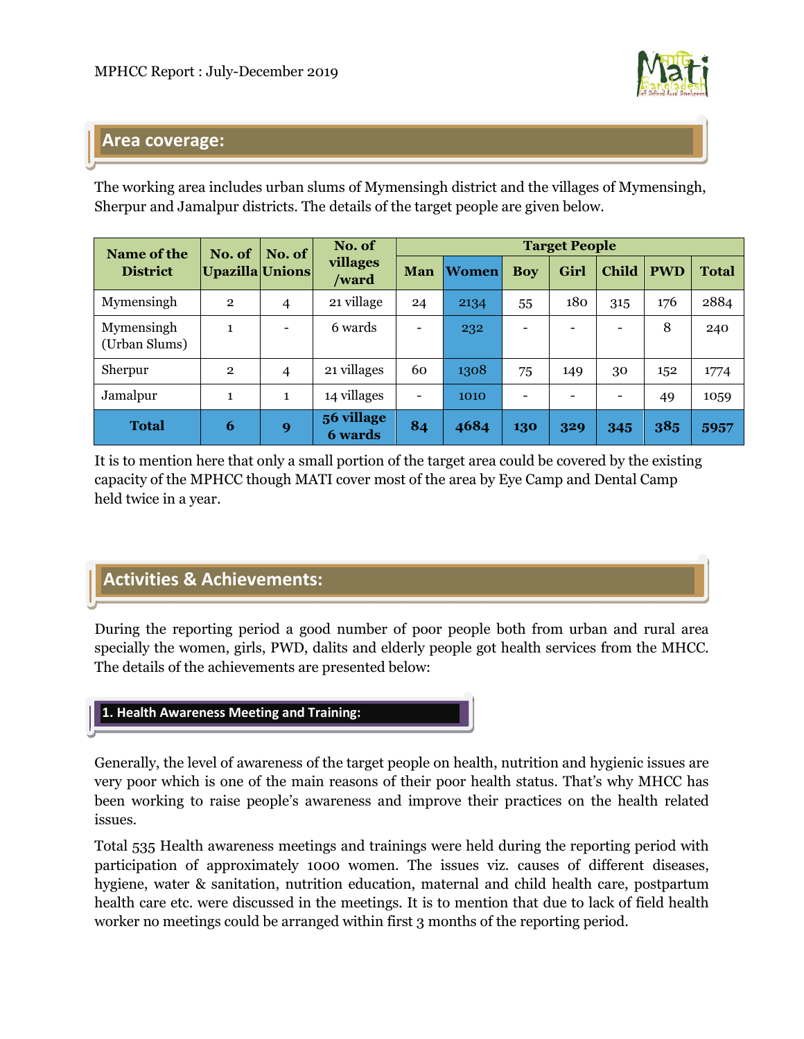## Area coverage:

The working area includes urban slums of Mymensingh district and the villages of Mymensingh, Sherpur and Jamalpur districts. The details of the target people are given below.

| Name of the District | No. of Upazilla | No. of Unions | No. of villages /ward | Target People | | | | | | |
|---|---|---|---|---|---|---|---|---|---|---|
| | | | | Man | Women | Boy | Girl | Child | PWD | Total |
| Mymensingh | 2 | 4 | 21 village | 24 | 2134 | 55 | 180 | 315 | 176 | 2884 |
| Mymensingh (Urban Slums) | 1 | - | 6 wards | - | 232 | - | - | - | 8 | 240 |
| Sherpur | 2 | 4 | 21 villages | 60 | 1308 | 75 | 149 | 30 | 152 | 1774 |
| Jamalpur | 1 | 1 | 14 villages | - | 1010 | - | - | - | 49 | 1059 |
| **Total** | **6** | **9** | **56 village 6 wards** | **84** | **4684** | **130** | **329** | **345** | **385** | **5957** |

It is to mention here that only a small portion of the target area could be covered by the existing capacity of the MPHCC though MATI cover most of the area by Eye Camp and Dental Camp held twice in a year.

## Activities & Achievements:

During the reporting period a good number of poor people both from urban and rural area specially the women, girls, PWD, dalits and elderly people got health services from the MHCC. The details of the achievements are presented below:

### 1. Health Awareness Meeting and Training:

Generally, the level of awareness of the target people on health, nutrition and hygienic issues are very poor which is one of the main reasons of their poor health status. That's why MHCC has been working to raise people's awareness and improve their practices on the health related issues.

Total 535 Health awareness meetings and trainings were held during the reporting period with participation of approximately 1000 women. The issues viz. causes of different diseases, hygiene, water & sanitation, nutrition education, maternal and child health care, postpartum health care etc. were discussed in the meetings. It is to mention that due to lack of field health worker no meetings could be arranged within first 3 months of the reporting period.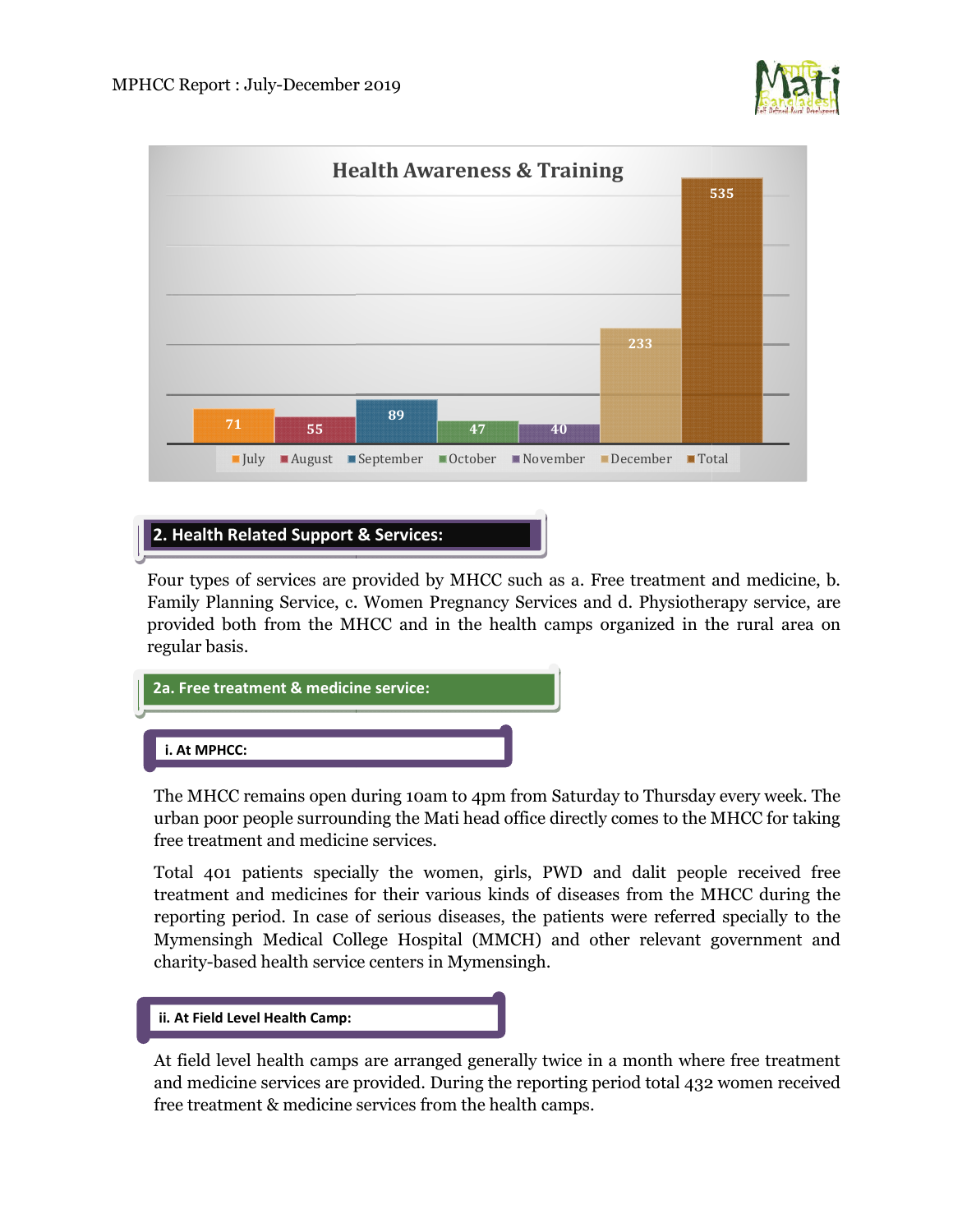**Health Awareness & Training**

| July | August | September | October | November | December | Total |
|---|---|---|---|---|---|---|
| 71 | 55 | 89 | 47 | 40 | 233 | 535 |

## 2. Health Related Support & Services:

Four types of services are provided by MHCC such as a. Free treatment and medicine, b. Family Planning Service, c. Women Pregnancy Services and d. Physiotherapy service, are provided both from the MHCC and in the health camps organized in the rural area on regular basis.

### 2a. Free treatment & medicine service:

#### i. At MPHCC:

The MHCC remains open during 10am to 4pm from Saturday to Thursday every week. The urban poor people surrounding the Mati head office directly comes to the MHCC for taking free treatment and medicine services.

Total 401 patients specially the women, girls, PWD and dalit people received free treatment and medicines for their various kinds of diseases from the MHCC during the reporting period. In case of serious diseases, the patients were referred specially to the Mymensingh Medical College Hospital (MMCH) and other relevant government and charity-based health service centers in Mymensingh.

#### ii. At Field Level Health Camp:

At field level health camps are arranged generally twice in a month where free treatment and medicine services are provided. During the reporting period total 432 women received free treatment & medicine services from the health camps.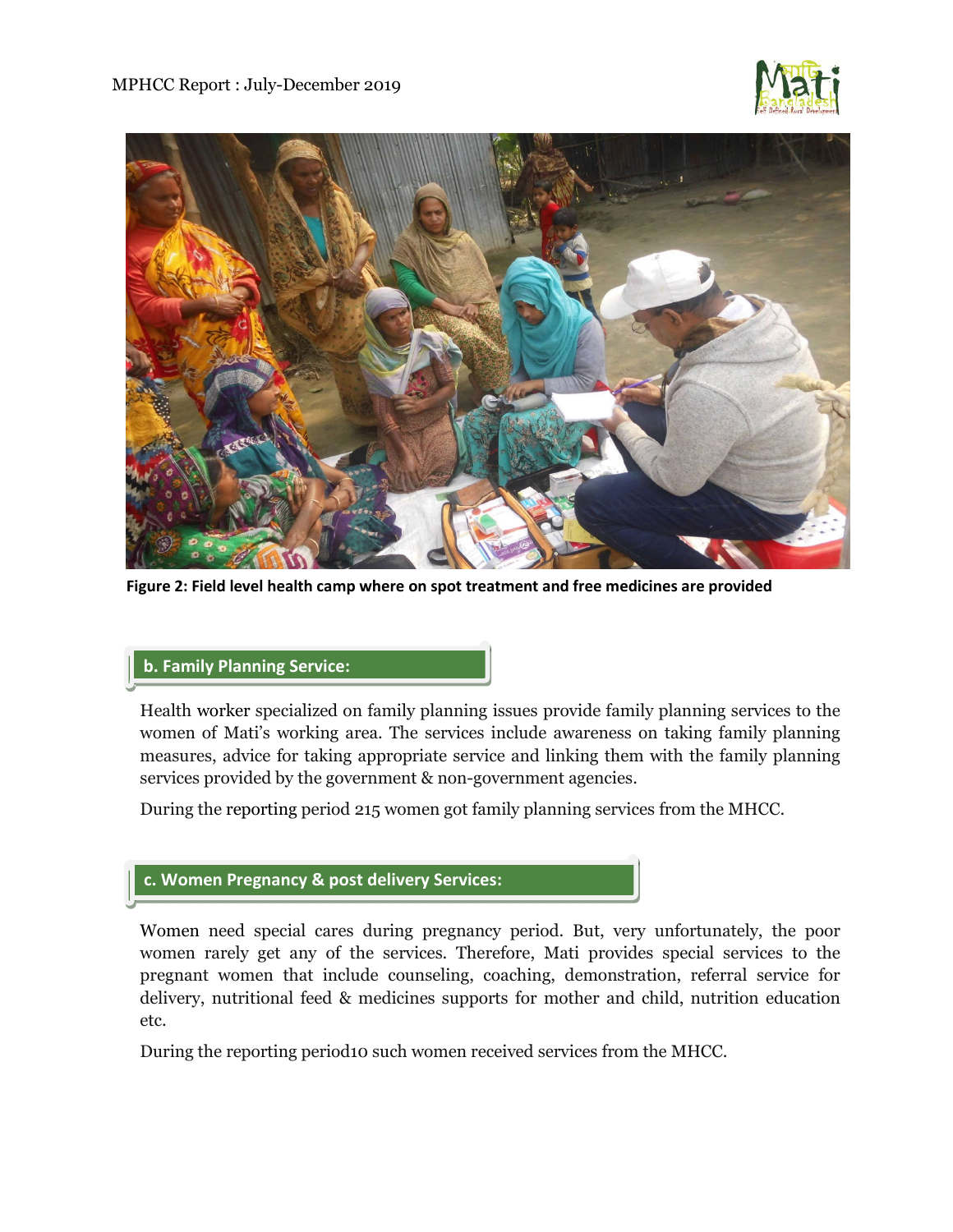Figure 2: Field level health camp where on spot treatment and free medicines are provided

## b. Family Planning Service:

Health worker specialized on family planning issues provide family planning services to the women of Mati's working area. The services include awareness on taking family planning measures, advice for taking appropriate service and linking them with the family planning services provided by the government & non-government agencies.

During the reporting period 215 women got family planning services from the MHCC.

## c. Women Pregnancy & post delivery Services:

Women need special cares during pregnancy period. But, very unfortunately, the poor women rarely get any of the services. Therefore, Mati provides special services to the pregnant women that include counseling, coaching, demonstration, referral service for delivery, nutritional feed & medicines supports for mother and child, nutrition education etc.

During the reporting period10 such women received services from the MHCC.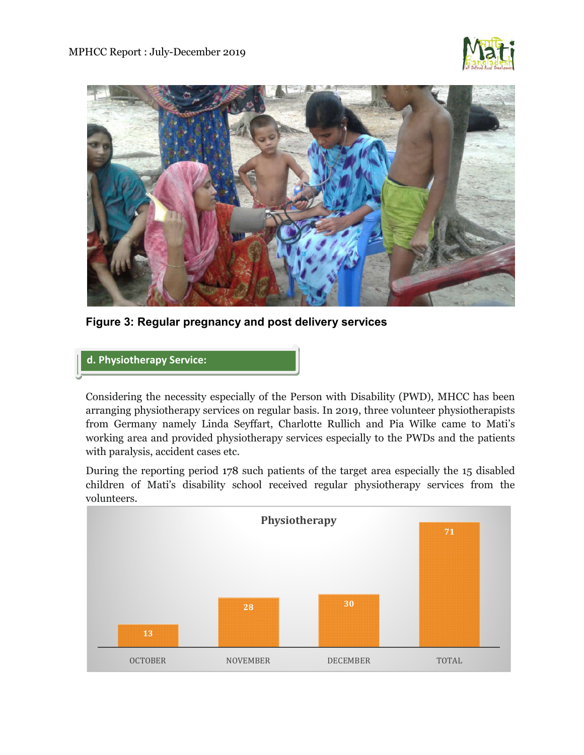Figure 3: Regular pregnancy and post delivery services

## d. Physiotherapy Service:

Considering the necessity especially of the Person with Disability (PWD), MHCC has been arranging physiotherapy services on regular basis. In 2019, three volunteer physiotherapists from Germany namely Linda Seyffart, Charlotte Rullich and Pia Wilke came to Mati's working area and provided physiotherapy services especially to the PWDs and the patients with paralysis, accident cases etc.

During the reporting period 178 such patients of the target area especially the 15 disabled children of Mati's disability school received regular physiotherapy services from the volunteers.

**Physiotherapy**

| OCTOBER | NOVEMBER | DECEMBER | TOTAL |
|---|---|---|---|
| 13 | 28 | 30 | 71 |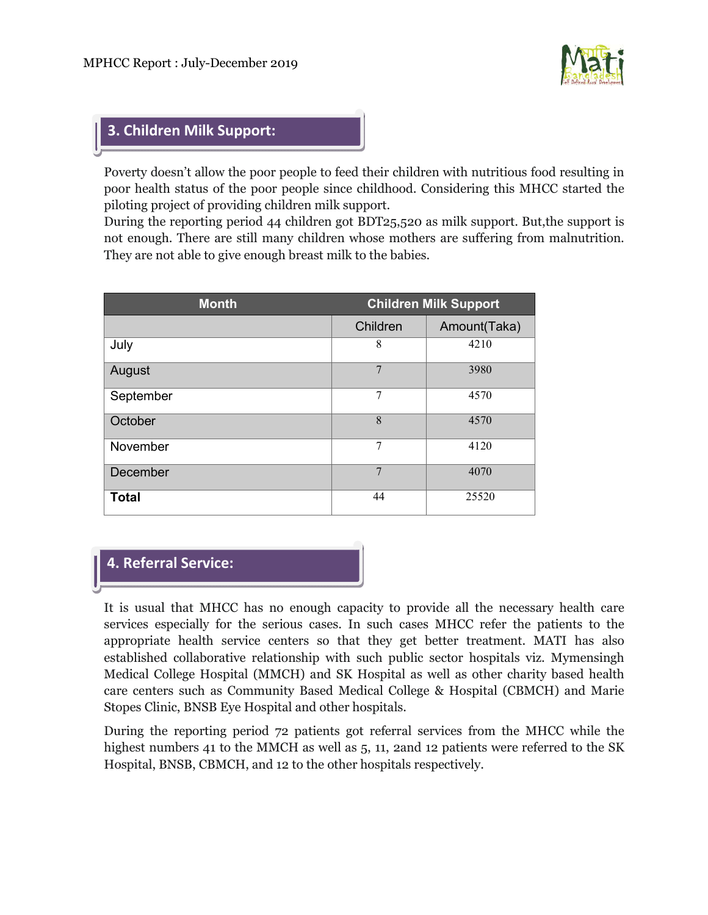## 3. Children Milk Support:

Poverty doesn't allow the poor people to feed their children with nutritious food resulting in poor health status of the poor people since childhood. Considering this MHCC started the piloting project of providing children milk support.

During the reporting period 44 children got BDT25,520 as milk support. But,the support is not enough. There are still many children whose mothers are suffering from malnutrition. They are not able to give enough breast milk to the babies.

| Month | Children Milk Support | |
|---|---|---|
| | Children | Amount(Taka) |
| July | 8 | 4210 |
| August | 7 | 3980 |
| September | 7 | 4570 |
| October | 8 | 4570 |
| November | 7 | 4120 |
| December | 7 | 4070 |
| **Total** | 44 | 25520 |

## 4. Referral Service:

It is usual that MHCC has no enough capacity to provide all the necessary health care services especially for the serious cases. In such cases MHCC refer the patients to the appropriate health service centers so that they get better treatment. MATI has also established collaborative relationship with such public sector hospitals viz. Mymensingh Medical College Hospital (MMCH) and SK Hospital as well as other charity based health care centers such as Community Based Medical College & Hospital (CBMCH) and Marie Stopes Clinic, BNSB Eye Hospital and other hospitals.

During the reporting period 72 patients got referral services from the MHCC while the highest numbers 41 to the MMCH as well as 5, 11, 2and 12 patients were referred to the SK Hospital, BNSB, CBMCH, and 12 to the other hospitals respectively.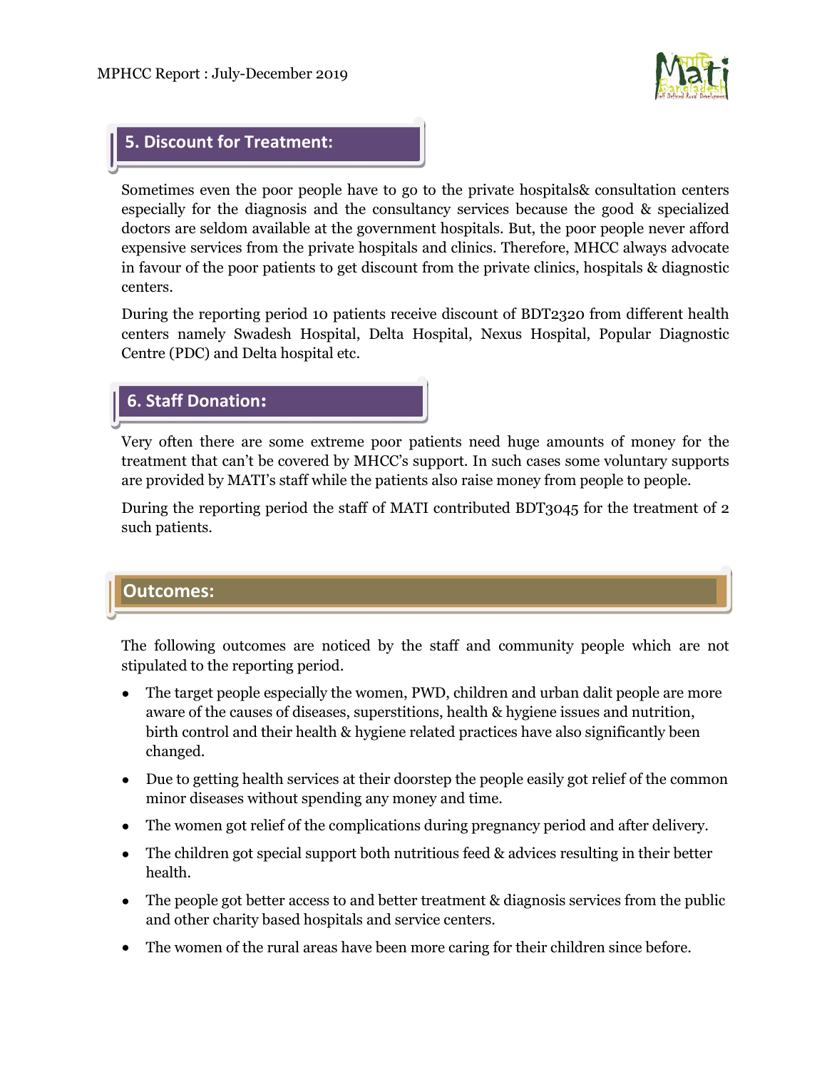## 5. Discount for Treatment:

Sometimes even the poor people have to go to the private hospitals& consultation centers especially for the diagnosis and the consultancy services because the good & specialized doctors are seldom available at the government hospitals. But, the poor people never afford expensive services from the private hospitals and clinics. Therefore, MHCC always advocate in favour of the poor patients to get discount from the private clinics, hospitals & diagnostic centers.

During the reporting period 10 patients receive discount of BDT2320 from different health centers namely Swadesh Hospital, Delta Hospital, Nexus Hospital, Popular Diagnostic Centre (PDC) and Delta hospital etc.

## 6. Staff Donation:

Very often there are some extreme poor patients need huge amounts of money for the treatment that can't be covered by MHCC's support. In such cases some voluntary supports are provided by MATI's staff while the patients also raise money from people to people.

During the reporting period the staff of MATI contributed BDT3045 for the treatment of 2 such patients.

## Outcomes:

The following outcomes are noticed by the staff and community people which are not stipulated to the reporting period.

- The target people especially the women, PWD, children and urban dalit people are more aware of the causes of diseases, superstitions, health & hygiene issues and nutrition, birth control and their health & hygiene related practices have also significantly been changed.
- Due to getting health services at their doorstep the people easily got relief of the common minor diseases without spending any money and time.
- The women got relief of the complications during pregnancy period and after delivery.
- The children got special support both nutritious feed & advices resulting in their better health.
- The people got better access to and better treatment & diagnosis services from the public and other charity based hospitals and service centers.
- The women of the rural areas have been more caring for their children since before.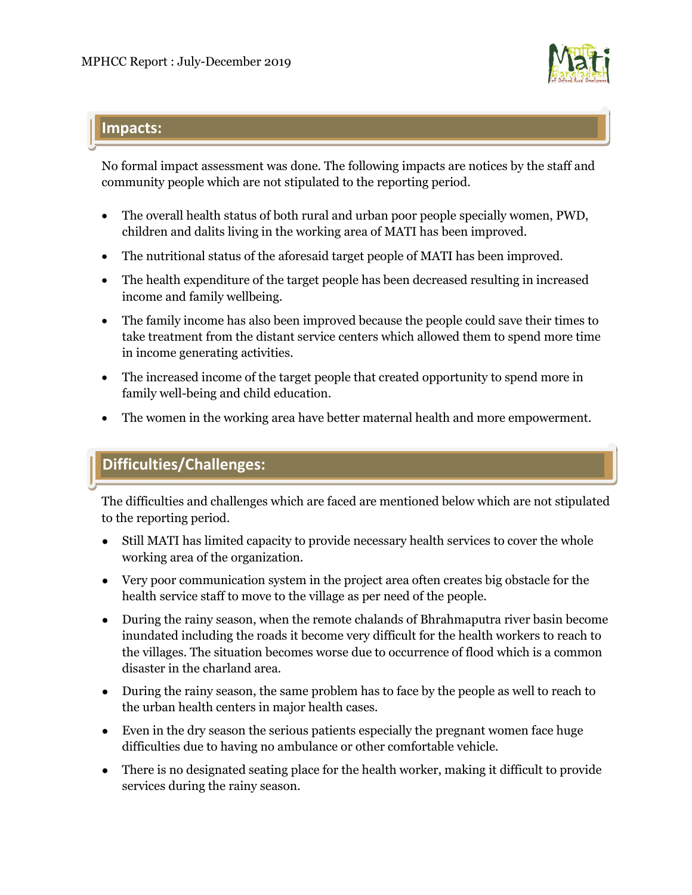## Impacts:

No formal impact assessment was done. The following impacts are notices by the staff and community people which are not stipulated to the reporting period.

- The overall health status of both rural and urban poor people specially women, PWD, children and dalits living in the working area of MATI has been improved.
- The nutritional status of the aforesaid target people of MATI has been improved.
- The health expenditure of the target people has been decreased resulting in increased income and family wellbeing.
- The family income has also been improved because the people could save their times to take treatment from the distant service centers which allowed them to spend more time in income generating activities.
- The increased income of the target people that created opportunity to spend more in family well-being and child education.
- The women in the working area have better maternal health and more empowerment.

## Difficulties/Challenges:

The difficulties and challenges which are faced are mentioned below which are not stipulated to the reporting period.

- Still MATI has limited capacity to provide necessary health services to cover the whole working area of the organization.
- Very poor communication system in the project area often creates big obstacle for the health service staff to move to the village as per need of the people.
- During the rainy season, when the remote chalands of Bhrahmaputra river basin become inundated including the roads it become very difficult for the health workers to reach to the villages. The situation becomes worse due to occurrence of flood which is a common disaster in the charland area.
- During the rainy season, the same problem has to face by the people as well to reach to the urban health centers in major health cases.
- Even in the dry season the serious patients especially the pregnant women face huge difficulties due to having no ambulance or other comfortable vehicle.
- There is no designated seating place for the health worker, making it difficult to provide services during the rainy season.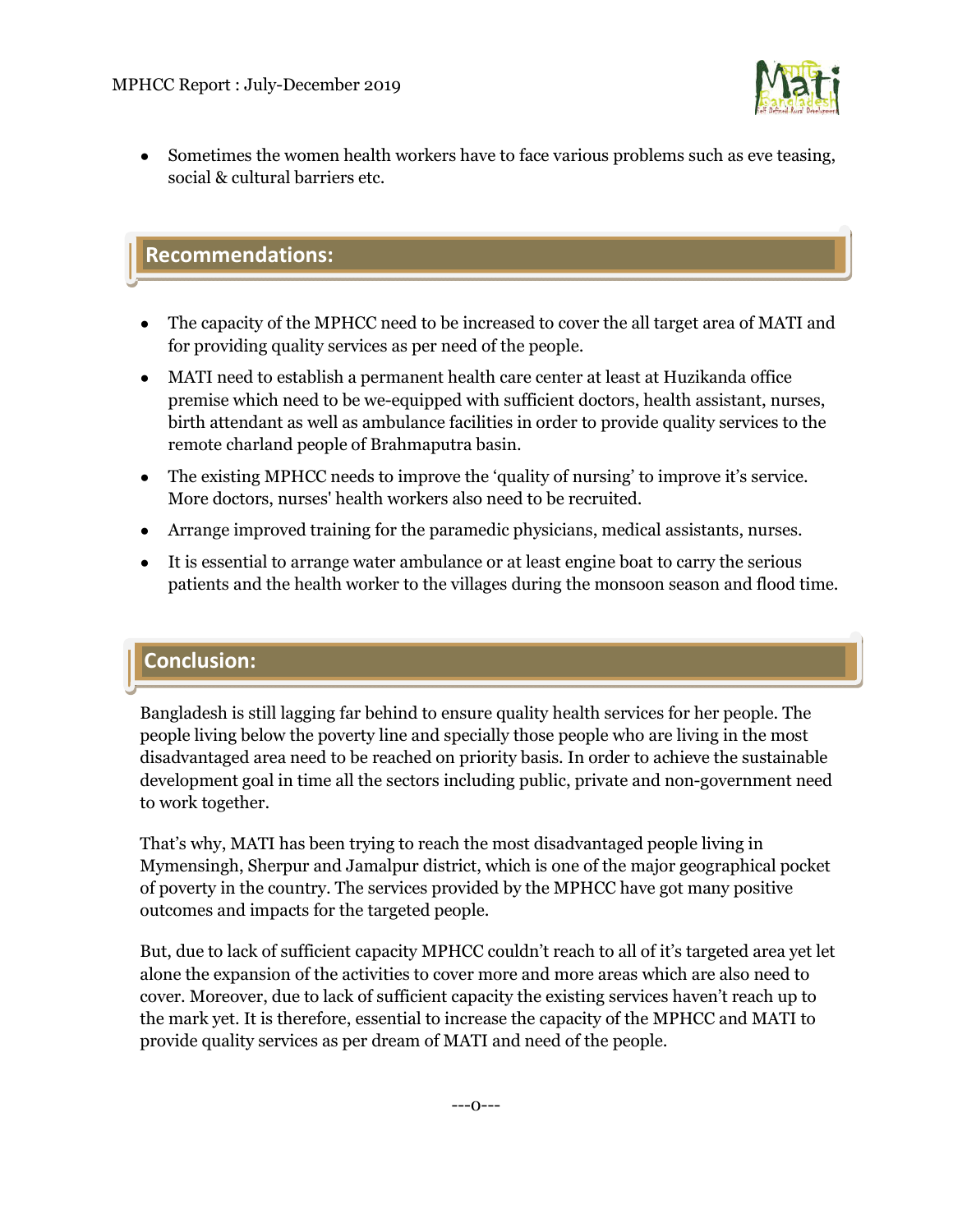- Sometimes the women health workers have to face various problems such as eve teasing, social & cultural barriers etc.

## Recommendations:

- The capacity of the MPHCC need to be increased to cover the all target area of MATI and for providing quality services as per need of the people.
- MATI need to establish a permanent health care center at least at Huzikanda office premise which need to be we-equipped with sufficient doctors, health assistant, nurses, birth attendant as well as ambulance facilities in order to provide quality services to the remote charland people of Brahmaputra basin.
- The existing MPHCC needs to improve the 'quality of nursing' to improve it's service. More doctors, nurses' health workers also need to be recruited.
- Arrange improved training for the paramedic physicians, medical assistants, nurses.
- It is essential to arrange water ambulance or at least engine boat to carry the serious patients and the health worker to the villages during the monsoon season and flood time.

## Conclusion:

Bangladesh is still lagging far behind to ensure quality health services for her people. The people living below the poverty line and specially those people who are living in the most disadvantaged area need to be reached on priority basis. In order to achieve the sustainable development goal in time all the sectors including public, private and non-government need to work together.

That's why, MATI has been trying to reach the most disadvantaged people living in Mymensingh, Sherpur and Jamalpur district, which is one of the major geographical pocket of poverty in the country. The services provided by the MPHCC have got many positive outcomes and impacts for the targeted people.

But, due to lack of sufficient capacity MPHCC couldn't reach to all of it's targeted area yet let alone the expansion of the activities to cover more and more areas which are also need to cover. Moreover, due to lack of sufficient capacity the existing services haven't reach up to the mark yet. It is therefore, essential to increase the capacity of the MPHCC and MATI to provide quality services as per dream of MATI and need of the people.

---o---